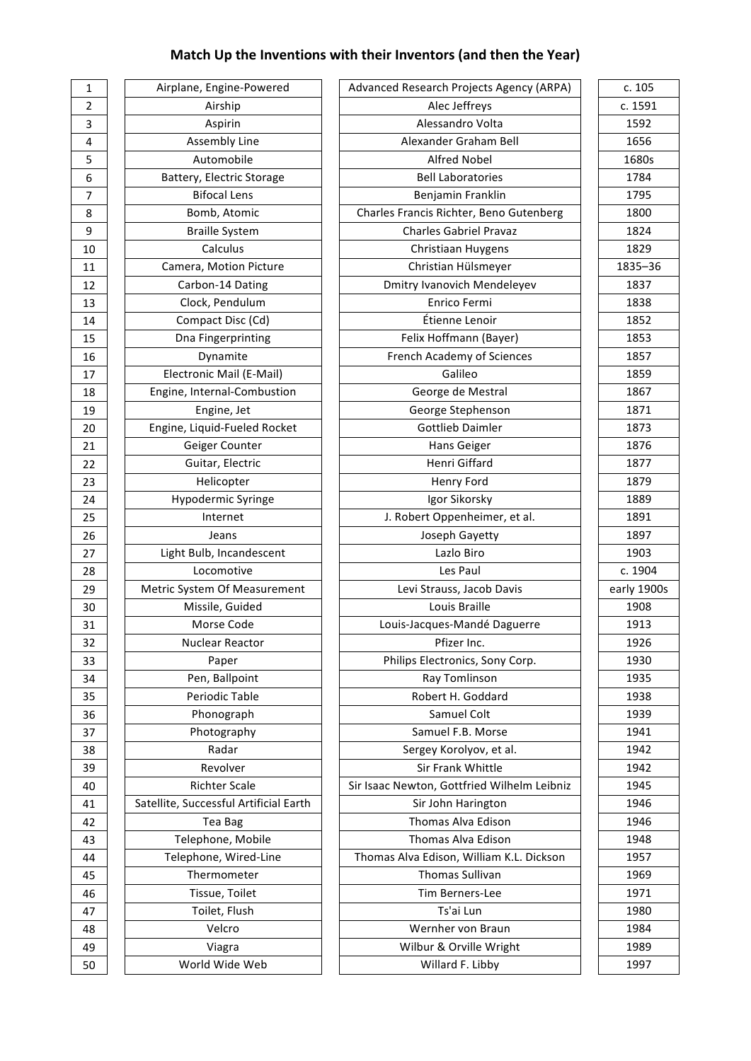# Match Up the Inventions with their Inventors (and then the Year)

| # | Invention | Inventor | Year |
|---|---|---|---|
| 1 | Airplane, Engine-Powered | Advanced Research Projects Agency (ARPA) | c. 105 |
| 2 | Airship | Alec Jeffreys | c. 1591 |
| 3 | Aspirin | Alessandro Volta | 1592 |
| 4 | Assembly Line | Alexander Graham Bell | 1656 |
| 5 | Automobile | Alfred Nobel | 1680s |
| 6 | Battery, Electric Storage | Bell Laboratories | 1784 |
| 7 | Bifocal Lens | Benjamin Franklin | 1795 |
| 8 | Bomb, Atomic | Charles Francis Richter, Beno Gutenberg | 1800 |
| 9 | Braille System | Charles Gabriel Pravaz | 1824 |
| 10 | Calculus | Christiaan Huygens | 1829 |
| 11 | Camera, Motion Picture | Christian Hülsmeyer | 1835–36 |
| 12 | Carbon-14 Dating | Dmitry Ivanovich Mendeleyev | 1837 |
| 13 | Clock, Pendulum | Enrico Fermi | 1838 |
| 14 | Compact Disc (Cd) | Étienne Lenoir | 1852 |
| 15 | Dna Fingerprinting | Felix Hoffmann (Bayer) | 1853 |
| 16 | Dynamite | French Academy of Sciences | 1857 |
| 17 | Electronic Mail (E-Mail) | Galileo | 1859 |
| 18 | Engine, Internal-Combustion | George de Mestral | 1867 |
| 19 | Engine, Jet | George Stephenson | 1871 |
| 20 | Engine, Liquid-Fueled Rocket | Gottlieb Daimler | 1873 |
| 21 | Geiger Counter | Hans Geiger | 1876 |
| 22 | Guitar, Electric | Henri Giffard | 1877 |
| 23 | Helicopter | Henry Ford | 1879 |
| 24 | Hypodermic Syringe | Igor Sikorsky | 1889 |
| 25 | Internet | J. Robert Oppenheimer, et al. | 1891 |
| 26 | Jeans | Joseph Gayetty | 1897 |
| 27 | Light Bulb, Incandescent | Lazlo Biro | 1903 |
| 28 | Locomotive | Les Paul | c. 1904 |
| 29 | Metric System Of Measurement | Levi Strauss, Jacob Davis | early 1900s |
| 30 | Missile, Guided | Louis Braille | 1908 |
| 31 | Morse Code | Louis-Jacques-Mandé Daguerre | 1913 |
| 32 | Nuclear Reactor | Pfizer Inc. | 1926 |
| 33 | Paper | Philips Electronics, Sony Corp. | 1930 |
| 34 | Pen, Ballpoint | Ray Tomlinson | 1935 |
| 35 | Periodic Table | Robert H. Goddard | 1938 |
| 36 | Phonograph | Samuel Colt | 1939 |
| 37 | Photography | Samuel F.B. Morse | 1941 |
| 38 | Radar | Sergey Korolyov, et al. | 1942 |
| 39 | Revolver | Sir Frank Whittle | 1942 |
| 40 | Richter Scale | Sir Isaac Newton, Gottfried Wilhelm Leibniz | 1945 |
| 41 | Satellite, Successful Artificial Earth | Sir John Harington | 1946 |
| 42 | Tea Bag | Thomas Alva Edison | 1946 |
| 43 | Telephone, Mobile | Thomas Alva Edison | 1948 |
| 44 | Telephone, Wired-Line | Thomas Alva Edison, William K.L. Dickson | 1957 |
| 45 | Thermometer | Thomas Sullivan | 1969 |
| 46 | Tissue, Toilet | Tim Berners-Lee | 1971 |
| 47 | Toilet, Flush | Ts'ai Lun | 1980 |
| 48 | Velcro | Wernher von Braun | 1984 |
| 49 | Viagra | Wilbur & Orville Wright | 1989 |
| 50 | World Wide Web | Willard F. Libby | 1997 |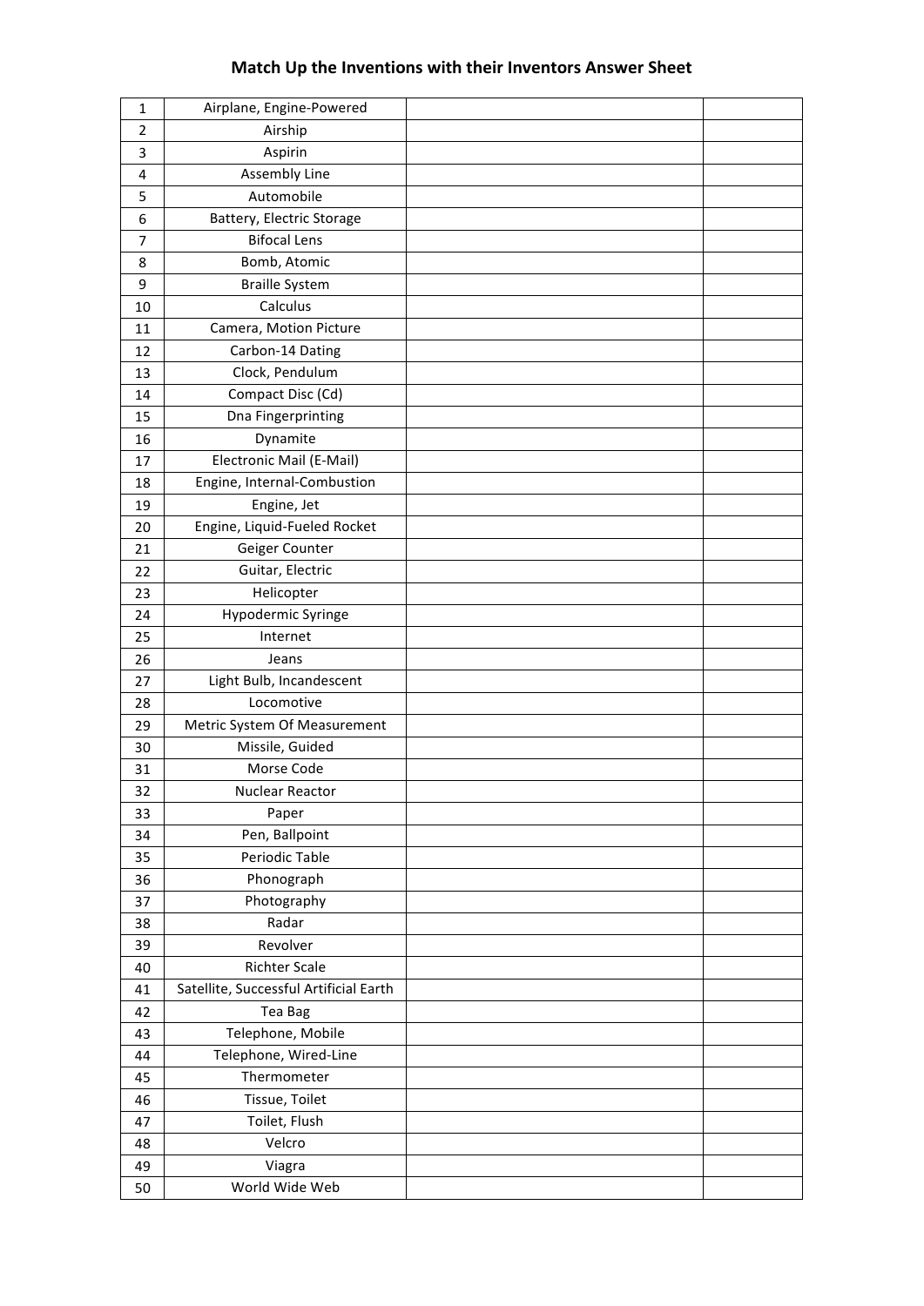# Match Up the Inventions with their Inventors Answer Sheet

| | | | |
|---|---|---|---|
| 1 | Airplane, Engine-Powered | | |
| 2 | Airship | | |
| 3 | Aspirin | | |
| 4 | Assembly Line | | |
| 5 | Automobile | | |
| 6 | Battery, Electric Storage | | |
| 7 | Bifocal Lens | | |
| 8 | Bomb, Atomic | | |
| 9 | Braille System | | |
| 10 | Calculus | | |
| 11 | Camera, Motion Picture | | |
| 12 | Carbon-14 Dating | | |
| 13 | Clock, Pendulum | | |
| 14 | Compact Disc (Cd) | | |
| 15 | Dna Fingerprinting | | |
| 16 | Dynamite | | |
| 17 | Electronic Mail (E-Mail) | | |
| 18 | Engine, Internal-Combustion | | |
| 19 | Engine, Jet | | |
| 20 | Engine, Liquid-Fueled Rocket | | |
| 21 | Geiger Counter | | |
| 22 | Guitar, Electric | | |
| 23 | Helicopter | | |
| 24 | Hypodermic Syringe | | |
| 25 | Internet | | |
| 26 | Jeans | | |
| 27 | Light Bulb, Incandescent | | |
| 28 | Locomotive | | |
| 29 | Metric System Of Measurement | | |
| 30 | Missile, Guided | | |
| 31 | Morse Code | | |
| 32 | Nuclear Reactor | | |
| 33 | Paper | | |
| 34 | Pen, Ballpoint | | |
| 35 | Periodic Table | | |
| 36 | Phonograph | | |
| 37 | Photography | | |
| 38 | Radar | | |
| 39 | Revolver | | |
| 40 | Richter Scale | | |
| 41 | Satellite, Successful Artificial Earth | | |
| 42 | Tea Bag | | |
| 43 | Telephone, Mobile | | |
| 44 | Telephone, Wired-Line | | |
| 45 | Thermometer | | |
| 46 | Tissue, Toilet | | |
| 47 | Toilet, Flush | | |
| 48 | Velcro | | |
| 49 | Viagra | | |
| 50 | World Wide Web | | |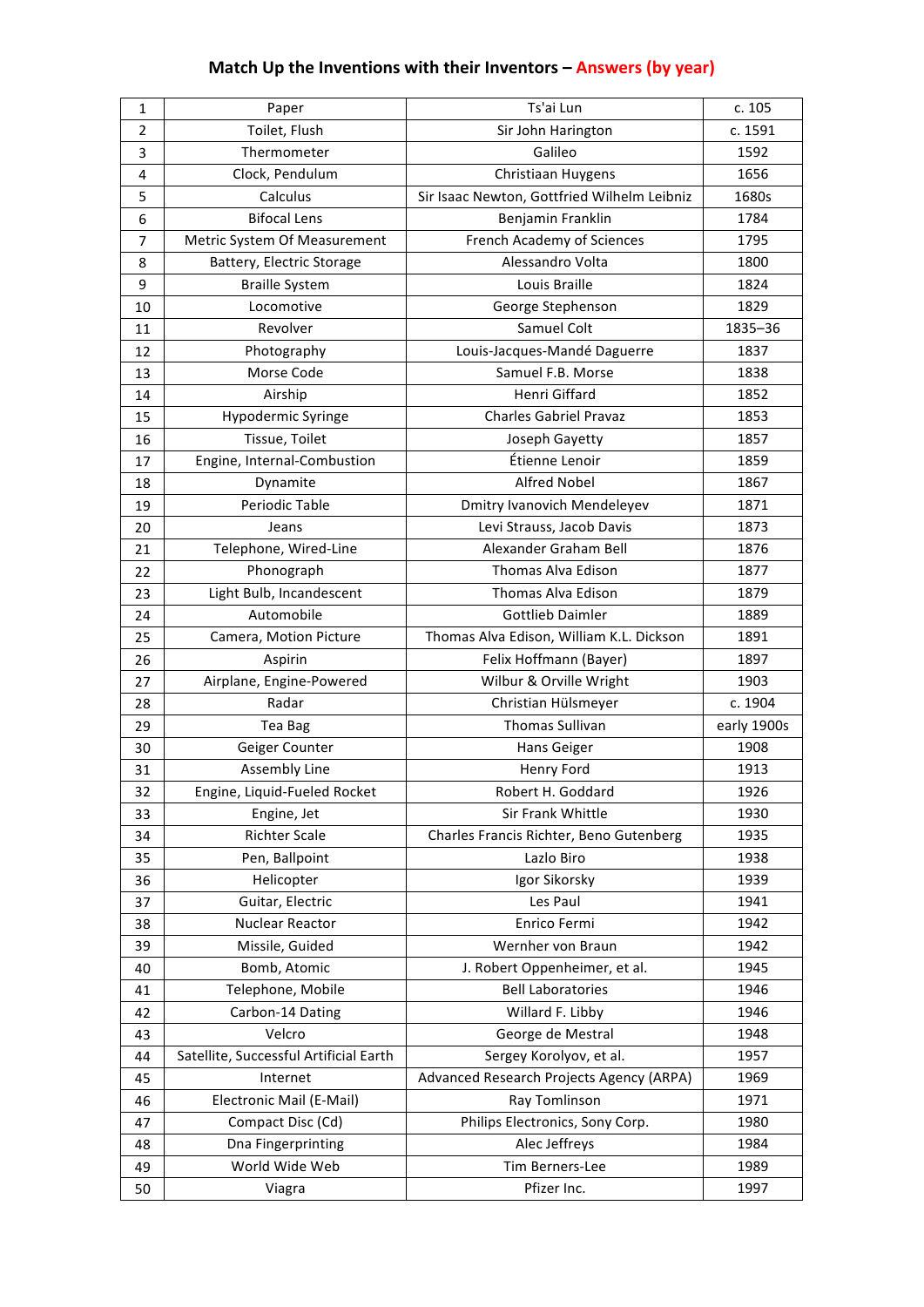# Match Up the Inventions with their Inventors – Answers (by year)

| | | | |
|---|---|---|---|
| 1 | Paper | Ts'ai Lun | c. 105 |
| 2 | Toilet, Flush | Sir John Harington | c. 1591 |
| 3 | Thermometer | Galileo | 1592 |
| 4 | Clock, Pendulum | Christiaan Huygens | 1656 |
| 5 | Calculus | Sir Isaac Newton, Gottfried Wilhelm Leibniz | 1680s |
| 6 | Bifocal Lens | Benjamin Franklin | 1784 |
| 7 | Metric System Of Measurement | French Academy of Sciences | 1795 |
| 8 | Battery, Electric Storage | Alessandro Volta | 1800 |
| 9 | Braille System | Louis Braille | 1824 |
| 10 | Locomotive | George Stephenson | 1829 |
| 11 | Revolver | Samuel Colt | 1835–36 |
| 12 | Photography | Louis-Jacques-Mandé Daguerre | 1837 |
| 13 | Morse Code | Samuel F.B. Morse | 1838 |
| 14 | Airship | Henri Giffard | 1852 |
| 15 | Hypodermic Syringe | Charles Gabriel Pravaz | 1853 |
| 16 | Tissue, Toilet | Joseph Gayetty | 1857 |
| 17 | Engine, Internal-Combustion | Étienne Lenoir | 1859 |
| 18 | Dynamite | Alfred Nobel | 1867 |
| 19 | Periodic Table | Dmitry Ivanovich Mendeleyev | 1871 |
| 20 | Jeans | Levi Strauss, Jacob Davis | 1873 |
| 21 | Telephone, Wired-Line | Alexander Graham Bell | 1876 |
| 22 | Phonograph | Thomas Alva Edison | 1877 |
| 23 | Light Bulb, Incandescent | Thomas Alva Edison | 1879 |
| 24 | Automobile | Gottlieb Daimler | 1889 |
| 25 | Camera, Motion Picture | Thomas Alva Edison, William K.L. Dickson | 1891 |
| 26 | Aspirin | Felix Hoffmann (Bayer) | 1897 |
| 27 | Airplane, Engine-Powered | Wilbur & Orville Wright | 1903 |
| 28 | Radar | Christian Hülsmeyer | c. 1904 |
| 29 | Tea Bag | Thomas Sullivan | early 1900s |
| 30 | Geiger Counter | Hans Geiger | 1908 |
| 31 | Assembly Line | Henry Ford | 1913 |
| 32 | Engine, Liquid-Fueled Rocket | Robert H. Goddard | 1926 |
| 33 | Engine, Jet | Sir Frank Whittle | 1930 |
| 34 | Richter Scale | Charles Francis Richter, Beno Gutenberg | 1935 |
| 35 | Pen, Ballpoint | Lazlo Biro | 1938 |
| 36 | Helicopter | Igor Sikorsky | 1939 |
| 37 | Guitar, Electric | Les Paul | 1941 |
| 38 | Nuclear Reactor | Enrico Fermi | 1942 |
| 39 | Missile, Guided | Wernher von Braun | 1942 |
| 40 | Bomb, Atomic | J. Robert Oppenheimer, et al. | 1945 |
| 41 | Telephone, Mobile | Bell Laboratories | 1946 |
| 42 | Carbon-14 Dating | Willard F. Libby | 1946 |
| 43 | Velcro | George de Mestral | 1948 |
| 44 | Satellite, Successful Artificial Earth | Sergey Korolyov, et al. | 1957 |
| 45 | Internet | Advanced Research Projects Agency (ARPA) | 1969 |
| 46 | Electronic Mail (E-Mail) | Ray Tomlinson | 1971 |
| 47 | Compact Disc (Cd) | Philips Electronics, Sony Corp. | 1980 |
| 48 | Dna Fingerprinting | Alec Jeffreys | 1984 |
| 49 | World Wide Web | Tim Berners-Lee | 1989 |
| 50 | Viagra | Pfizer Inc. | 1997 |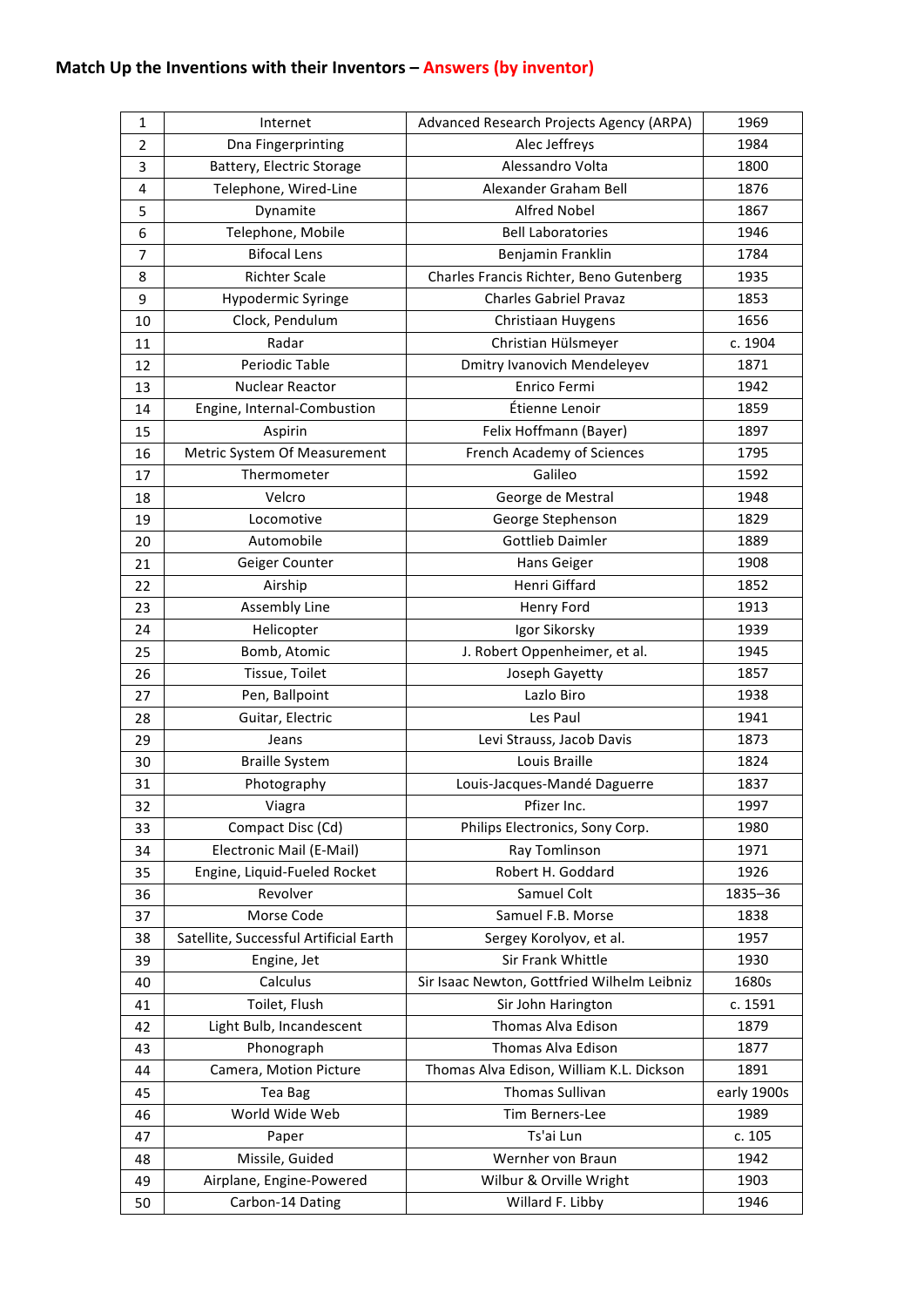## Match Up the Inventions with their Inventors – Answers (by inventor)

| | | | |
|---|---|---|---|
| 1 | Internet | Advanced Research Projects Agency (ARPA) | 1969 |
| 2 | Dna Fingerprinting | Alec Jeffreys | 1984 |
| 3 | Battery, Electric Storage | Alessandro Volta | 1800 |
| 4 | Telephone, Wired-Line | Alexander Graham Bell | 1876 |
| 5 | Dynamite | Alfred Nobel | 1867 |
| 6 | Telephone, Mobile | Bell Laboratories | 1946 |
| 7 | Bifocal Lens | Benjamin Franklin | 1784 |
| 8 | Richter Scale | Charles Francis Richter, Beno Gutenberg | 1935 |
| 9 | Hypodermic Syringe | Charles Gabriel Pravaz | 1853 |
| 10 | Clock, Pendulum | Christiaan Huygens | 1656 |
| 11 | Radar | Christian Hülsmeyer | c. 1904 |
| 12 | Periodic Table | Dmitry Ivanovich Mendeleyev | 1871 |
| 13 | Nuclear Reactor | Enrico Fermi | 1942 |
| 14 | Engine, Internal-Combustion | Étienne Lenoir | 1859 |
| 15 | Aspirin | Felix Hoffmann (Bayer) | 1897 |
| 16 | Metric System Of Measurement | French Academy of Sciences | 1795 |
| 17 | Thermometer | Galileo | 1592 |
| 18 | Velcro | George de Mestral | 1948 |
| 19 | Locomotive | George Stephenson | 1829 |
| 20 | Automobile | Gottlieb Daimler | 1889 |
| 21 | Geiger Counter | Hans Geiger | 1908 |
| 22 | Airship | Henri Giffard | 1852 |
| 23 | Assembly Line | Henry Ford | 1913 |
| 24 | Helicopter | Igor Sikorsky | 1939 |
| 25 | Bomb, Atomic | J. Robert Oppenheimer, et al. | 1945 |
| 26 | Tissue, Toilet | Joseph Gayetty | 1857 |
| 27 | Pen, Ballpoint | Lazlo Biro | 1938 |
| 28 | Guitar, Electric | Les Paul | 1941 |
| 29 | Jeans | Levi Strauss, Jacob Davis | 1873 |
| 30 | Braille System | Louis Braille | 1824 |
| 31 | Photography | Louis-Jacques-Mandé Daguerre | 1837 |
| 32 | Viagra | Pfizer Inc. | 1997 |
| 33 | Compact Disc (Cd) | Philips Electronics, Sony Corp. | 1980 |
| 34 | Electronic Mail (E-Mail) | Ray Tomlinson | 1971 |
| 35 | Engine, Liquid-Fueled Rocket | Robert H. Goddard | 1926 |
| 36 | Revolver | Samuel Colt | 1835–36 |
| 37 | Morse Code | Samuel F.B. Morse | 1838 |
| 38 | Satellite, Successful Artificial Earth | Sergey Korolyov, et al. | 1957 |
| 39 | Engine, Jet | Sir Frank Whittle | 1930 |
| 40 | Calculus | Sir Isaac Newton, Gottfried Wilhelm Leibniz | 1680s |
| 41 | Toilet, Flush | Sir John Harington | c. 1591 |
| 42 | Light Bulb, Incandescent | Thomas Alva Edison | 1879 |
| 43 | Phonograph | Thomas Alva Edison | 1877 |
| 44 | Camera, Motion Picture | Thomas Alva Edison, William K.L. Dickson | 1891 |
| 45 | Tea Bag | Thomas Sullivan | early 1900s |
| 46 | World Wide Web | Tim Berners-Lee | 1989 |
| 47 | Paper | Ts'ai Lun | c. 105 |
| 48 | Missile, Guided | Wernher von Braun | 1942 |
| 49 | Airplane, Engine-Powered | Wilbur & Orville Wright | 1903 |
| 50 | Carbon-14 Dating | Willard F. Libby | 1946 |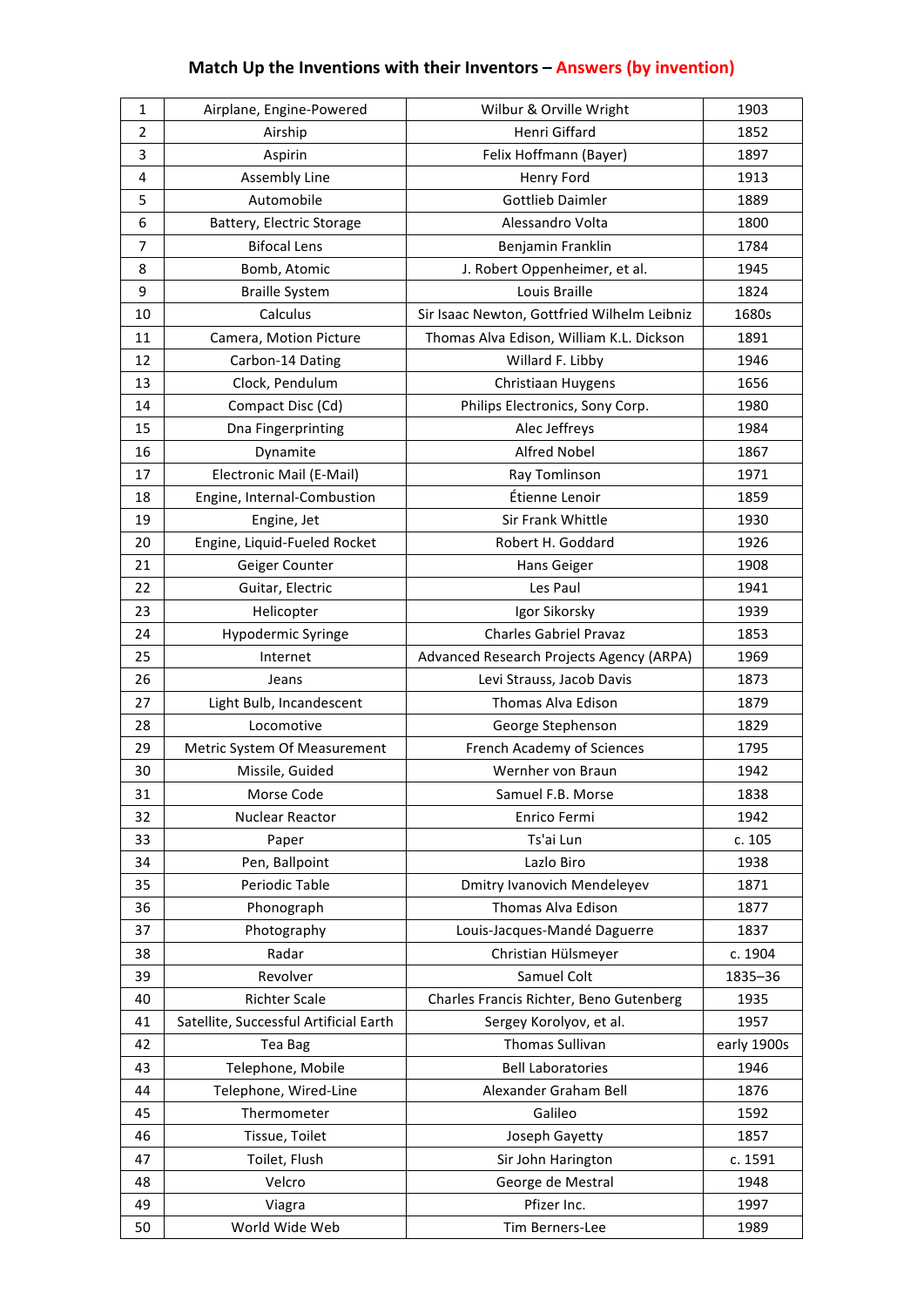## Match Up the Inventions with their Inventors – Answers (by invention)

| | | | |
|---|---|---|---|
| 1 | Airplane, Engine-Powered | Wilbur & Orville Wright | 1903 |
| 2 | Airship | Henri Giffard | 1852 |
| 3 | Aspirin | Felix Hoffmann (Bayer) | 1897 |
| 4 | Assembly Line | Henry Ford | 1913 |
| 5 | Automobile | Gottlieb Daimler | 1889 |
| 6 | Battery, Electric Storage | Alessandro Volta | 1800 |
| 7 | Bifocal Lens | Benjamin Franklin | 1784 |
| 8 | Bomb, Atomic | J. Robert Oppenheimer, et al. | 1945 |
| 9 | Braille System | Louis Braille | 1824 |
| 10 | Calculus | Sir Isaac Newton, Gottfried Wilhelm Leibniz | 1680s |
| 11 | Camera, Motion Picture | Thomas Alva Edison, William K.L. Dickson | 1891 |
| 12 | Carbon-14 Dating | Willard F. Libby | 1946 |
| 13 | Clock, Pendulum | Christiaan Huygens | 1656 |
| 14 | Compact Disc (Cd) | Philips Electronics, Sony Corp. | 1980 |
| 15 | Dna Fingerprinting | Alec Jeffreys | 1984 |
| 16 | Dynamite | Alfred Nobel | 1867 |
| 17 | Electronic Mail (E-Mail) | Ray Tomlinson | 1971 |
| 18 | Engine, Internal-Combustion | Étienne Lenoir | 1859 |
| 19 | Engine, Jet | Sir Frank Whittle | 1930 |
| 20 | Engine, Liquid-Fueled Rocket | Robert H. Goddard | 1926 |
| 21 | Geiger Counter | Hans Geiger | 1908 |
| 22 | Guitar, Electric | Les Paul | 1941 |
| 23 | Helicopter | Igor Sikorsky | 1939 |
| 24 | Hypodermic Syringe | Charles Gabriel Pravaz | 1853 |
| 25 | Internet | Advanced Research Projects Agency (ARPA) | 1969 |
| 26 | Jeans | Levi Strauss, Jacob Davis | 1873 |
| 27 | Light Bulb, Incandescent | Thomas Alva Edison | 1879 |
| 28 | Locomotive | George Stephenson | 1829 |
| 29 | Metric System Of Measurement | French Academy of Sciences | 1795 |
| 30 | Missile, Guided | Wernher von Braun | 1942 |
| 31 | Morse Code | Samuel F.B. Morse | 1838 |
| 32 | Nuclear Reactor | Enrico Fermi | 1942 |
| 33 | Paper | Ts'ai Lun | c. 105 |
| 34 | Pen, Ballpoint | Lazlo Biro | 1938 |
| 35 | Periodic Table | Dmitry Ivanovich Mendeleyev | 1871 |
| 36 | Phonograph | Thomas Alva Edison | 1877 |
| 37 | Photography | Louis-Jacques-Mandé Daguerre | 1837 |
| 38 | Radar | Christian Hülsmeyer | c. 1904 |
| 39 | Revolver | Samuel Colt | 1835–36 |
| 40 | Richter Scale | Charles Francis Richter, Beno Gutenberg | 1935 |
| 41 | Satellite, Successful Artificial Earth | Sergey Korolyov, et al. | 1957 |
| 42 | Tea Bag | Thomas Sullivan | early 1900s |
| 43 | Telephone, Mobile | Bell Laboratories | 1946 |
| 44 | Telephone, Wired-Line | Alexander Graham Bell | 1876 |
| 45 | Thermometer | Galileo | 1592 |
| 46 | Tissue, Toilet | Joseph Gayetty | 1857 |
| 47 | Toilet, Flush | Sir John Harington | c. 1591 |
| 48 | Velcro | George de Mestral | 1948 |
| 49 | Viagra | Pfizer Inc. | 1997 |
| 50 | World Wide Web | Tim Berners-Lee | 1989 |